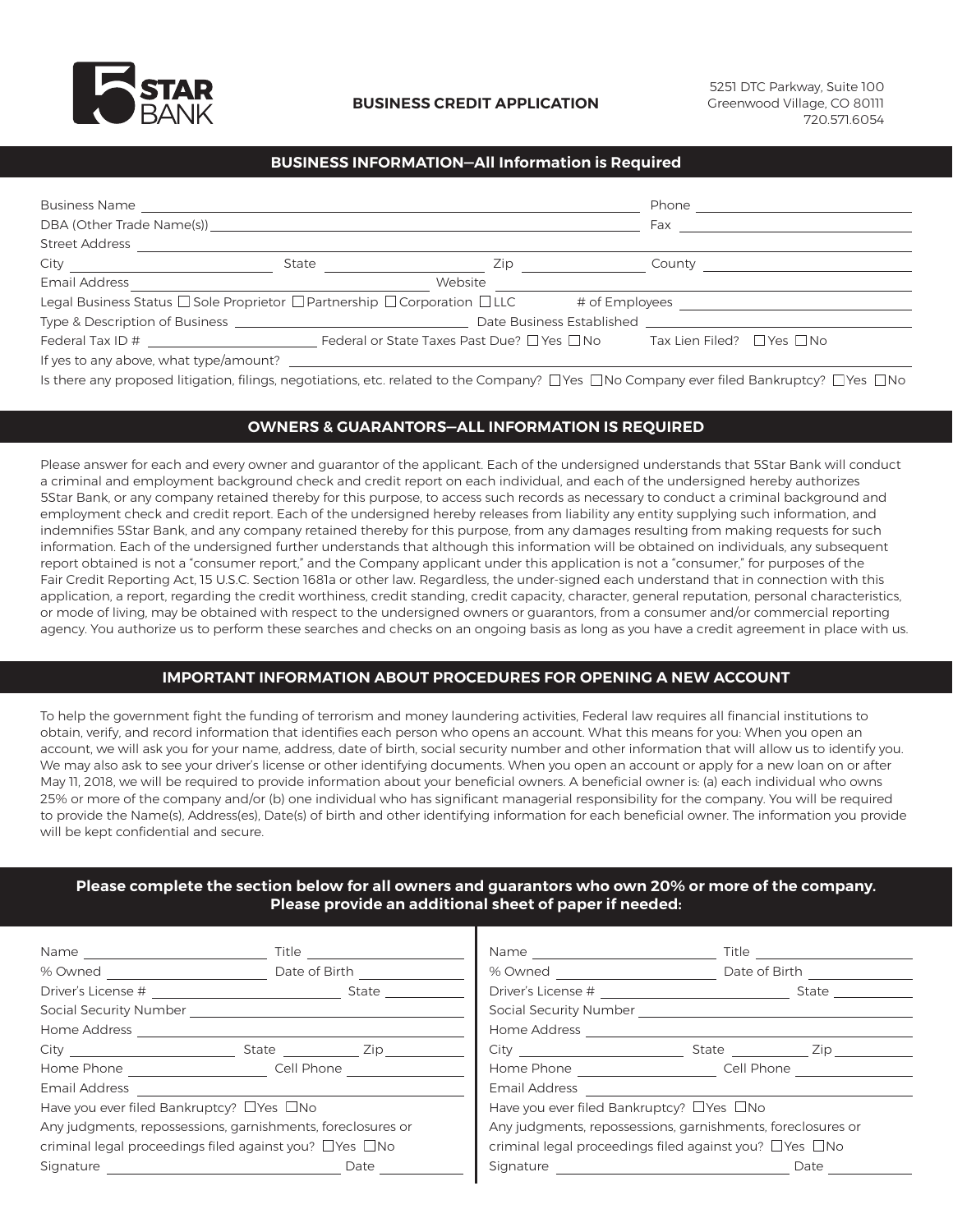# 5STAR BANK

## BUSINESS CREDIT APPLICATION

5251 DTC Parkway, Suite 100
Greenwood Village, CO 80111
720.571.6054

## BUSINESS INFORMATION—All Information is Required

Business Name ______________________________ Phone ______________

DBA (Other Trade Name(s)) ______________________________ Fax ______________

Street Address ______________________________

City ______________ State ______________ Zip ______________ County ______________

Email Address ______________ Website ______________

Legal Business Status ☐ Sole Proprietor ☐ Partnership ☐ Corporation ☐ LLC  # of Employees ______________

Type & Description of Business ______________ Date Business Established ______________

Federal Tax ID # ______________ Federal or State Taxes Past Due? ☐ Yes ☐ No  Tax Lien Filed? ☐ Yes ☐ No

If yes to any above, what type/amount? ______________

Is there any proposed litigation, filings, negotiations, etc. related to the Company? ☐ Yes ☐ No Company ever filed Bankruptcy? ☐ Yes ☐ No

## OWNERS & GUARANTORS—ALL INFORMATION IS REQUIRED

Please answer for each and every owner and guarantor of the applicant. Each of the undersigned understands that 5Star Bank will conduct a criminal and employment background check and credit report on each individual, and each of the undersigned hereby authorizes 5Star Bank, or any company retained thereby for this purpose, to access such records as necessary to conduct a criminal background and employment check and credit report. Each of the undersigned hereby releases from liability any entity supplying such information, and indemnifies 5Star Bank, and any company retained thereby for this purpose, from any damages resulting from making requests for such information. Each of the undersigned further understands that although this information will be obtained on individuals, any subsequent report obtained is not a "consumer report," and the Company applicant under this application is not a "consumer," for purposes of the Fair Credit Reporting Act, 15 U.S.C. Section 1681a or other law. Regardless, the under-signed each understand that in connection with this application, a report, regarding the credit worthiness, credit standing, credit capacity, character, general reputation, personal characteristics, or mode of living, may be obtained with respect to the undersigned owners or guarantors, from a consumer and/or commercial reporting agency. You authorize us to perform these searches and checks on an ongoing basis as long as you have a credit agreement in place with us.

## IMPORTANT INFORMATION ABOUT PROCEDURES FOR OPENING A NEW ACCOUNT

To help the government fight the funding of terrorism and money laundering activities, Federal law requires all financial institutions to obtain, verify, and record information that identifies each person who opens an account. What this means for you: When you open an account, we will ask you for your name, address, date of birth, social security number and other information that will allow us to identify you. We may also ask to see your driver's license or other identifying documents. When you open an account or apply for a new loan on or after May 11, 2018, we will be required to provide information about your beneficial owners. A beneficial owner is: (a) each individual who owns 25% or more of the company and/or (b) one individual who has significant managerial responsibility for the company. You will be required to provide the Name(s), Address(es), Date(s) of birth and other identifying information for each beneficial owner. The information you provide will be kept confidential and secure.

## Please complete the section below for all owners and guarantors who own 20% or more of the company. Please provide an additional sheet of paper if needed:

Name ______________ Title ______________

% Owned ______________ Date of Birth ______________

Driver's License # ______________ State ______________

Social Security Number ______________

Home Address ______________

City ______________ State ______________ Zip ______________

Home Phone ______________ Cell Phone ______________

Email Address ______________

Have you ever filed Bankruptcy? ☐ Yes ☐ No

Any judgments, repossessions, garnishments, foreclosures or criminal legal proceedings filed against you? ☐ Yes ☐ No

Signature ______________ Date ______________

Name ______________ Title ______________

% Owned ______________ Date of Birth ______________

Driver's License # ______________ State ______________

Social Security Number ______________

Home Address ______________

City ______________ State ______________ Zip ______________

Home Phone ______________ Cell Phone ______________

Email Address ______________

Have you ever filed Bankruptcy? ☐ Yes ☐ No

Any judgments, repossessions, garnishments, foreclosures or criminal legal proceedings filed against you? ☐ Yes ☐ No

Signature ______________ Date ______________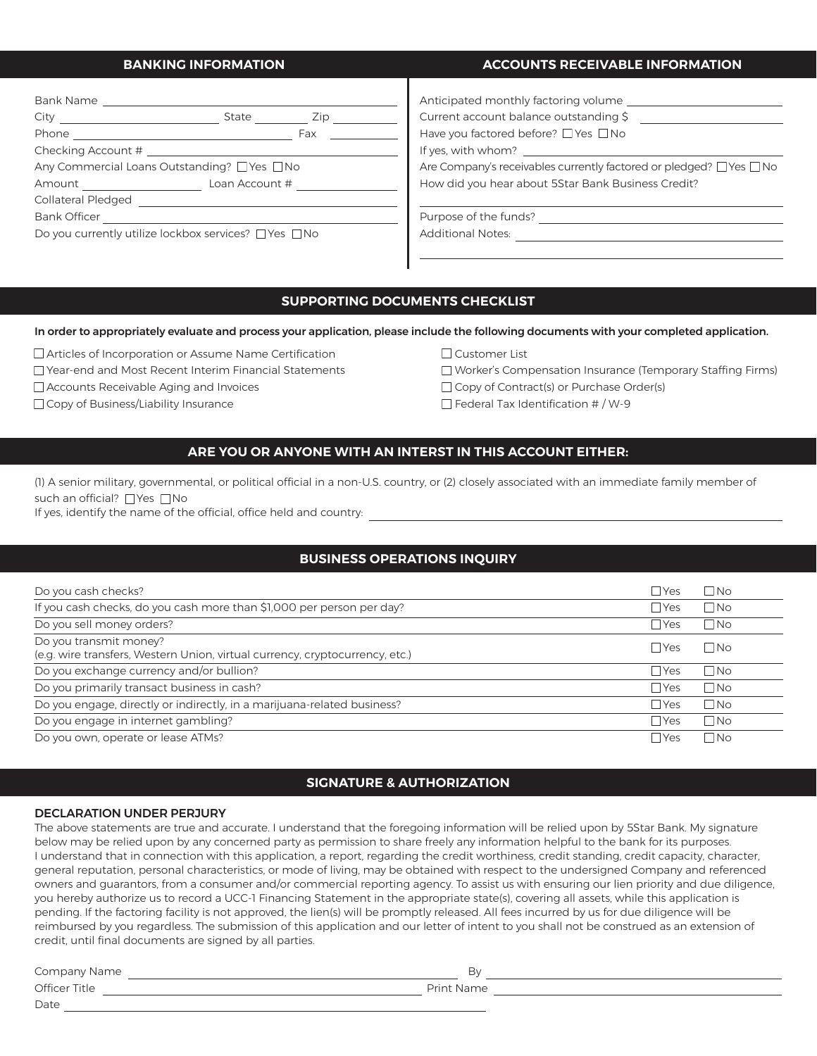## BANKING INFORMATION

Bank Name ______________________________

City ____________________ State __________ Zip __________

Phone ____________________ Fax __________

Checking Account # ______________________________

Any Commercial Loans Outstanding? ☐ Yes ☐ No

Amount ____________________ Loan Account # ____________________

Collateral Pledged ______________________________

Bank Officer ______________________________

Do you currently utilize lockbox services? ☐ Yes ☐ No

## ACCOUNTS RECEIVABLE INFORMATION

Anticipated monthly factoring volume ______________________________

Current account balance outstanding $ ______________________________

Have you factored before? ☐ Yes ☐ No

If yes, with whom? ______________________________

Are Company's receivables currently factored or pledged? ☐ Yes ☐ No

How did you hear about 5Star Bank Business Credit?

______________________________

Purpose of the funds? ______________________________

Additional Notes: ______________________________

______________________________

## SUPPORTING DOCUMENTS CHECKLIST

**In order to appropriately evaluate and process your application, please include the following documents with your completed application.**

- ☐ Articles of Incorporation or Assume Name Certification
- ☐ Year-end and Most Recent Interim Financial Statements
- ☐ Accounts Receivable Aging and Invoices
- ☐ Copy of Business/Liability Insurance
- ☐ Customer List
- ☐ Worker's Compensation Insurance (Temporary Staffing Firms)
- ☐ Copy of Contract(s) or Purchase Order(s)
- ☐ Federal Tax Identification # / W-9

## ARE YOU OR ANYONE WITH AN INTERST IN THIS ACCOUNT EITHER:

(1) A senior military, governmental, or political official in a non-U.S. country, or (2) closely associated with an immediate family member of such an official? ☐ Yes ☐ No

If yes, identify the name of the official, office held and country: ______________________________

## BUSINESS OPERATIONS INQUIRY

| | | |
|---|---|---|
| Do you cash checks? | ☐ Yes | ☐ No |
| If you cash checks, do you cash more than $1,000 per person per day? | ☐ Yes | ☐ No |
| Do you sell money orders? | ☐ Yes | ☐ No |
| Do you transmit money?<br>(e.g. wire transfers, Western Union, virtual currency, cryptocurrency, etc.) | ☐ Yes | ☐ No |
| Do you exchange currency and/or bullion? | ☐ Yes | ☐ No |
| Do you primarily transact business in cash? | ☐ Yes | ☐ No |
| Do you engage, directly or indirectly, in a marijuana-related business? | ☐ Yes | ☐ No |
| Do you engage in internet gambling? | ☐ Yes | ☐ No |
| Do you own, operate or lease ATMs? | ☐ Yes | ☐ No |

## SIGNATURE & AUTHORIZATION

**DECLARATION UNDER PERJURY**

The above statements are true and accurate. I understand that the foregoing information will be relied upon by 5Star Bank. My signature below may be relied upon by any concerned party as permission to share freely any information helpful to the bank for its purposes. I understand that in connection with this application, a report, regarding the credit worthiness, credit standing, credit capacity, character, general reputation, personal characteristics, or mode of living, may be obtained with respect to the undersigned Company and referenced owners and guarantors, from a consumer and/or commercial reporting agency. To assist us with ensuring our lien priority and due diligence, you hereby authorize us to record a UCC-1 Financing Statement in the appropriate state(s), covering all assets, while this application is pending. If the factoring facility is not approved, the lien(s) will be promptly released. All fees incurred by us for due diligence will be reimbursed by you regardless. The submission of this application and our letter of intent to you shall not be construed as an extension of credit, until final documents are signed by all parties.

Company Name ______________________________ By ______________________________

Officer Title ______________________________ Print Name ______________________________

Date ______________________________